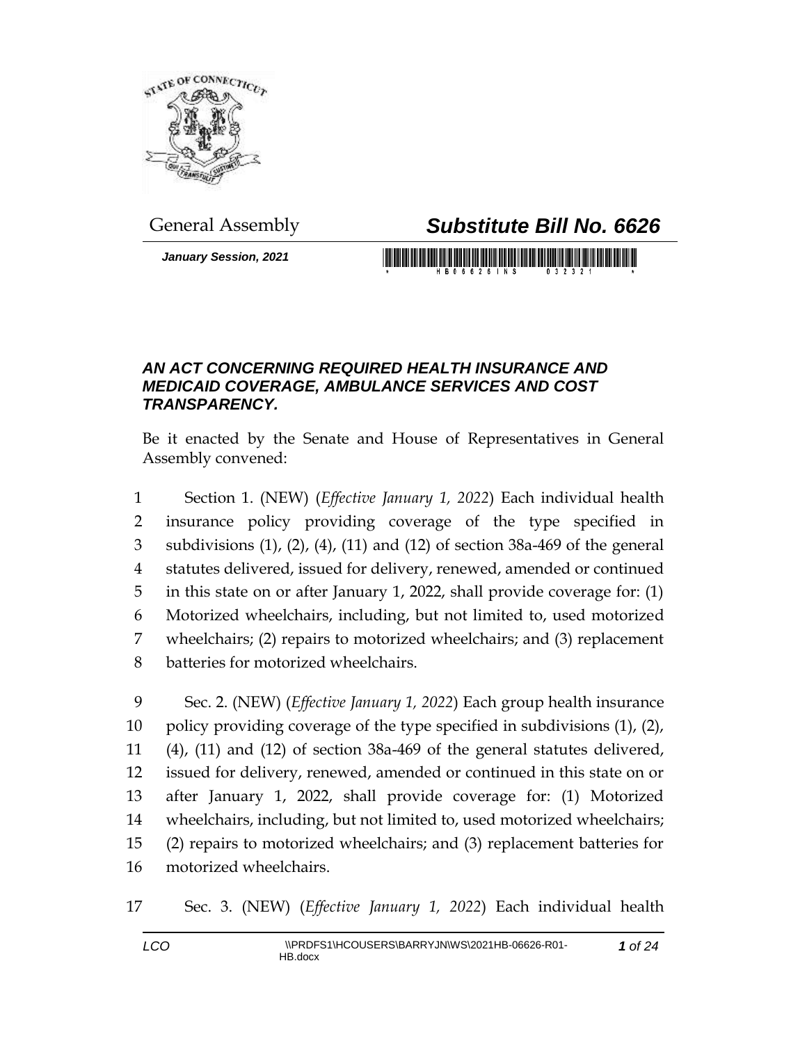General Assembly

# *Substitute Bill No. 6626*

***January Session, 2021***

## *AN ACT CONCERNING REQUIRED HEALTH INSURANCE AND MEDICAID COVERAGE, AMBULANCE SERVICES AND COST TRANSPARENCY.*

Be it enacted by the Senate and House of Representatives in General Assembly convened:

1 Section 1. (NEW) (*Effective January 1, 2022*) Each individual health
2 insurance policy providing coverage of the type specified in
3 subdivisions (1), (2), (4), (11) and (12) of section 38a-469 of the general
4 statutes delivered, issued for delivery, renewed, amended or continued
5 in this state on or after January 1, 2022, shall provide coverage for: (1)
6 Motorized wheelchairs, including, but not limited to, used motorized
7 wheelchairs; (2) repairs to motorized wheelchairs; and (3) replacement
8 batteries for motorized wheelchairs.

9 Sec. 2. (NEW) (*Effective January 1, 2022*) Each group health insurance
10 policy providing coverage of the type specified in subdivisions (1), (2),
11 (4), (11) and (12) of section 38a-469 of the general statutes delivered,
12 issued for delivery, renewed, amended or continued in this state on or
13 after January 1, 2022, shall provide coverage for: (1) Motorized
14 wheelchairs, including, but not limited to, used motorized wheelchairs;
15 (2) repairs to motorized wheelchairs; and (3) replacement batteries for
16 motorized wheelchairs.

17 Sec. 3. (NEW) (*Effective January 1, 2022*) Each individual health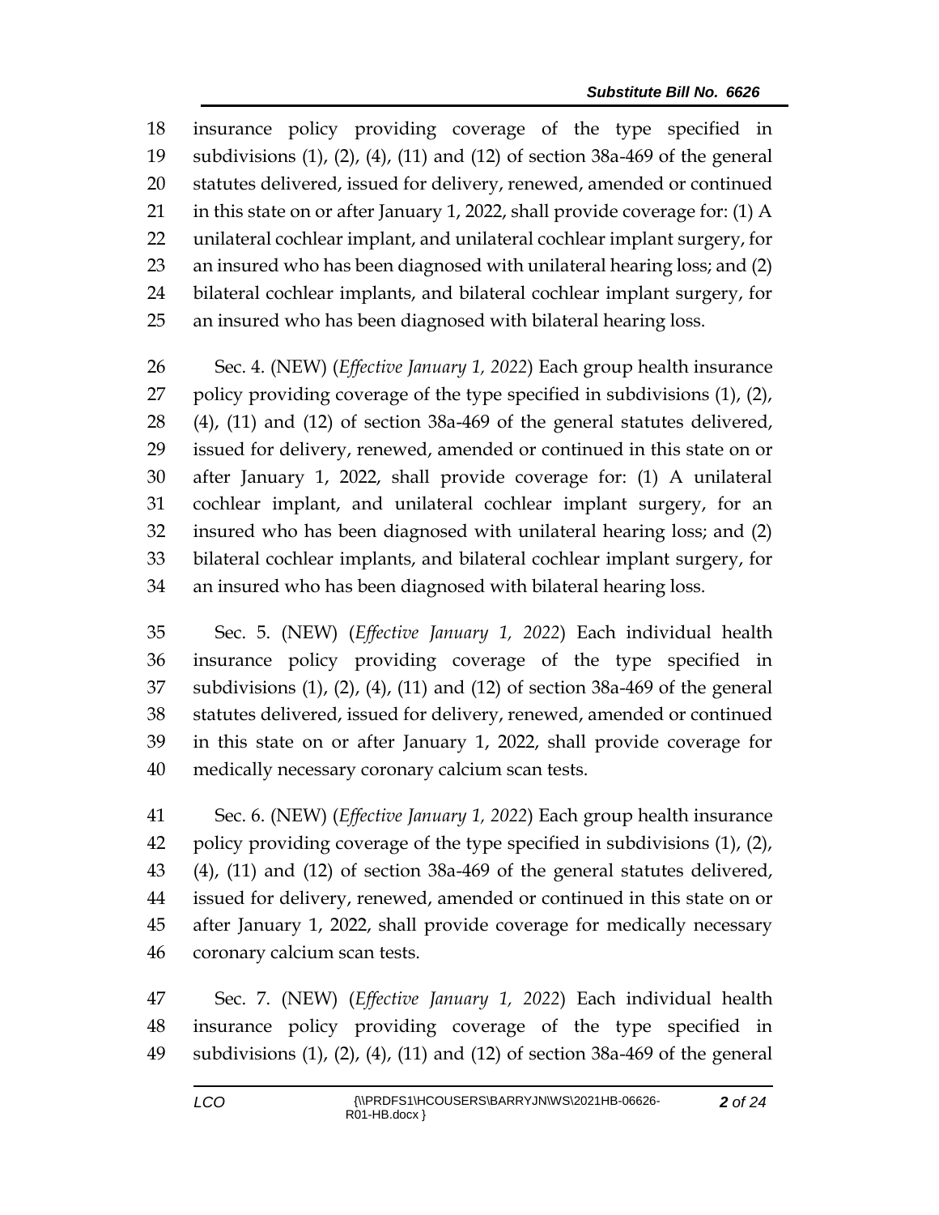insurance policy providing coverage of the type specified in subdivisions (1), (2), (4), (11) and (12) of section 38a-469 of the general statutes delivered, issued for delivery, renewed, amended or continued in this state on or after January 1, 2022, shall provide coverage for: (1) A unilateral cochlear implant, and unilateral cochlear implant surgery, for an insured who has been diagnosed with unilateral hearing loss; and (2) bilateral cochlear implants, and bilateral cochlear implant surgery, for an insured who has been diagnosed with bilateral hearing loss.

Sec. 4. (NEW) (*Effective January 1, 2022*) Each group health insurance policy providing coverage of the type specified in subdivisions (1), (2), (4), (11) and (12) of section 38a-469 of the general statutes delivered, issued for delivery, renewed, amended or continued in this state on or after January 1, 2022, shall provide coverage for: (1) A unilateral cochlear implant, and unilateral cochlear implant surgery, for an insured who has been diagnosed with unilateral hearing loss; and (2) bilateral cochlear implants, and bilateral cochlear implant surgery, for an insured who has been diagnosed with bilateral hearing loss.

Sec. 5. (NEW) (*Effective January 1, 2022*) Each individual health insurance policy providing coverage of the type specified in subdivisions (1), (2), (4), (11) and (12) of section 38a-469 of the general statutes delivered, issued for delivery, renewed, amended or continued in this state on or after January 1, 2022, shall provide coverage for medically necessary coronary calcium scan tests.

Sec. 6. (NEW) (*Effective January 1, 2022*) Each group health insurance policy providing coverage of the type specified in subdivisions (1), (2), (4), (11) and (12) of section 38a-469 of the general statutes delivered, issued for delivery, renewed, amended or continued in this state on or after January 1, 2022, shall provide coverage for medically necessary coronary calcium scan tests.

Sec. 7. (NEW) (*Effective January 1, 2022*) Each individual health insurance policy providing coverage of the type specified in subdivisions (1), (2), (4), (11) and (12) of section 38a-469 of the general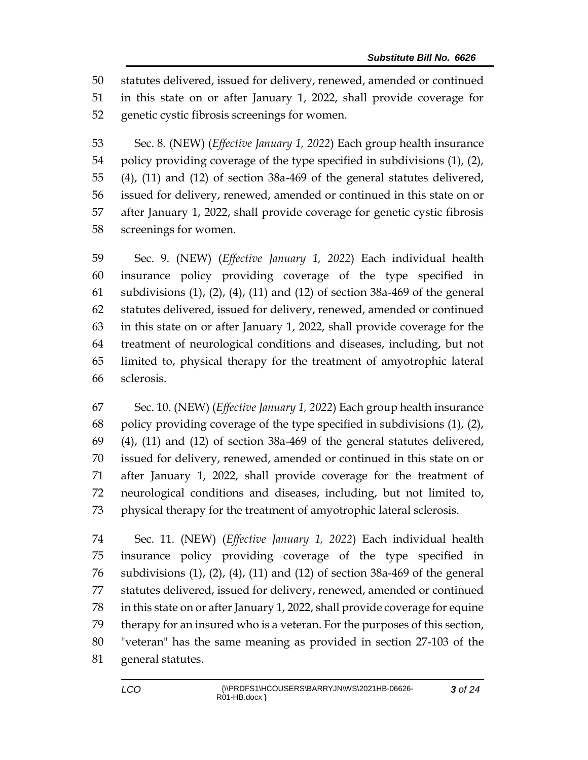statutes delivered, issued for delivery, renewed, amended or continued in this state on or after January 1, 2022, shall provide coverage for genetic cystic fibrosis screenings for women.

Sec. 8. (NEW) (*Effective January 1, 2022*) Each group health insurance policy providing coverage of the type specified in subdivisions (1), (2), (4), (11) and (12) of section 38a-469 of the general statutes delivered, issued for delivery, renewed, amended or continued in this state on or after January 1, 2022, shall provide coverage for genetic cystic fibrosis screenings for women.

Sec. 9. (NEW) (*Effective January 1, 2022*) Each individual health insurance policy providing coverage of the type specified in subdivisions (1), (2), (4), (11) and (12) of section 38a-469 of the general statutes delivered, issued for delivery, renewed, amended or continued in this state on or after January 1, 2022, shall provide coverage for the treatment of neurological conditions and diseases, including, but not limited to, physical therapy for the treatment of amyotrophic lateral sclerosis.

Sec. 10. (NEW) (*Effective January 1, 2022*) Each group health insurance policy providing coverage of the type specified in subdivisions (1), (2), (4), (11) and (12) of section 38a-469 of the general statutes delivered, issued for delivery, renewed, amended or continued in this state on or after January 1, 2022, shall provide coverage for the treatment of neurological conditions and diseases, including, but not limited to, physical therapy for the treatment of amyotrophic lateral sclerosis.

Sec. 11. (NEW) (*Effective January 1, 2022*) Each individual health insurance policy providing coverage of the type specified in subdivisions (1), (2), (4), (11) and (12) of section 38a-469 of the general statutes delivered, issued for delivery, renewed, amended or continued in this state on or after January 1, 2022, shall provide coverage for equine therapy for an insured who is a veteran. For the purposes of this section, "veteran" has the same meaning as provided in section 27-103 of the general statutes.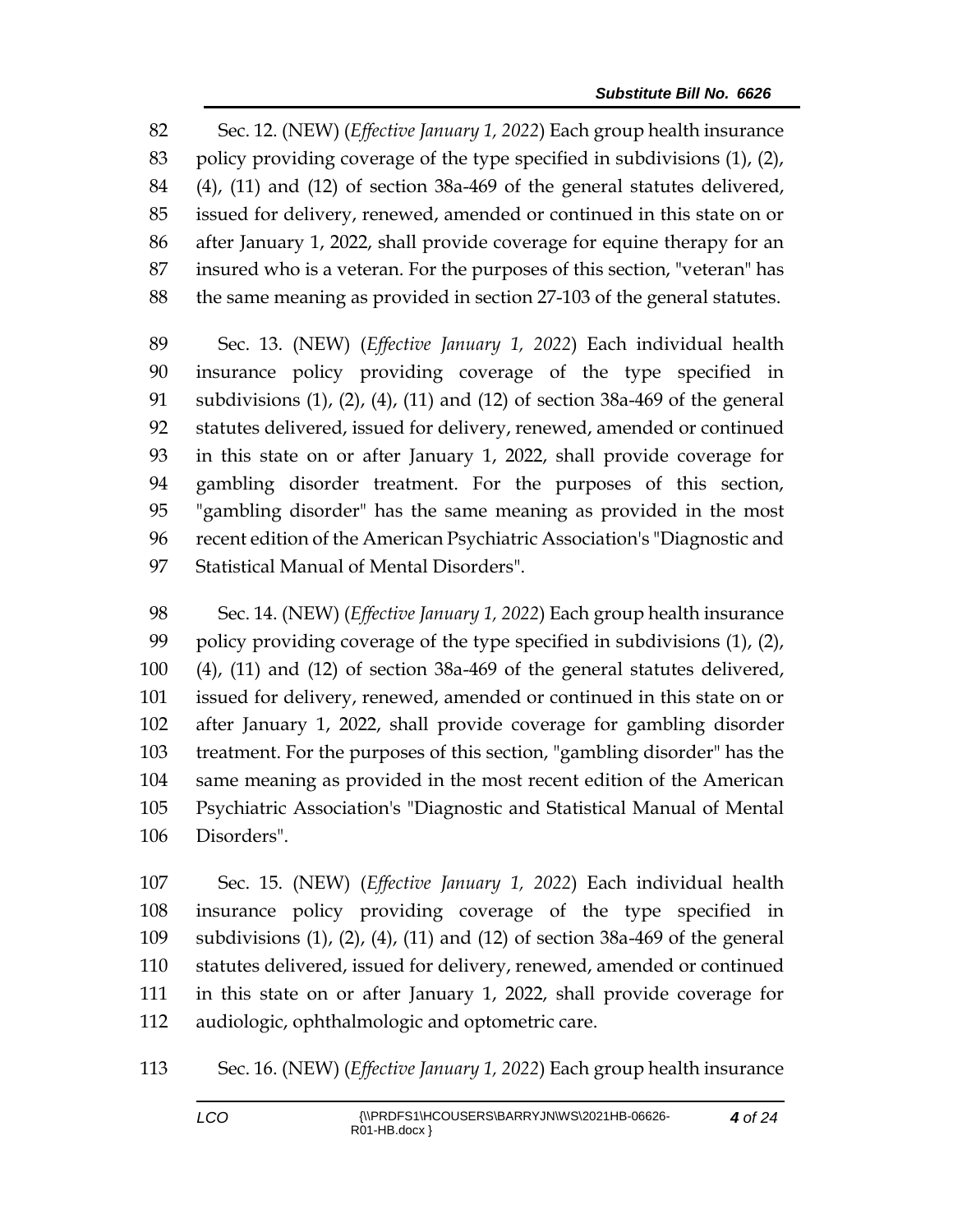Sec. 12. (NEW) (*Effective January 1, 2022*) Each group health insurance policy providing coverage of the type specified in subdivisions (1), (2), (4), (11) and (12) of section 38a-469 of the general statutes delivered, issued for delivery, renewed, amended or continued in this state on or after January 1, 2022, shall provide coverage for equine therapy for an insured who is a veteran. For the purposes of this section, "veteran" has the same meaning as provided in section 27-103 of the general statutes.

Sec. 13. (NEW) (*Effective January 1, 2022*) Each individual health insurance policy providing coverage of the type specified in subdivisions (1), (2), (4), (11) and (12) of section 38a-469 of the general statutes delivered, issued for delivery, renewed, amended or continued in this state on or after January 1, 2022, shall provide coverage for gambling disorder treatment. For the purposes of this section, "gambling disorder" has the same meaning as provided in the most recent edition of the American Psychiatric Association's "Diagnostic and Statistical Manual of Mental Disorders".

Sec. 14. (NEW) (*Effective January 1, 2022*) Each group health insurance policy providing coverage of the type specified in subdivisions (1), (2), (4), (11) and (12) of section 38a-469 of the general statutes delivered, issued for delivery, renewed, amended or continued in this state on or after January 1, 2022, shall provide coverage for gambling disorder treatment. For the purposes of this section, "gambling disorder" has the same meaning as provided in the most recent edition of the American Psychiatric Association's "Diagnostic and Statistical Manual of Mental Disorders".

Sec. 15. (NEW) (*Effective January 1, 2022*) Each individual health insurance policy providing coverage of the type specified in subdivisions (1), (2), (4), (11) and (12) of section 38a-469 of the general statutes delivered, issued for delivery, renewed, amended or continued in this state on or after January 1, 2022, shall provide coverage for audiologic, ophthalmologic and optometric care.

Sec. 16. (NEW) (*Effective January 1, 2022*) Each group health insurance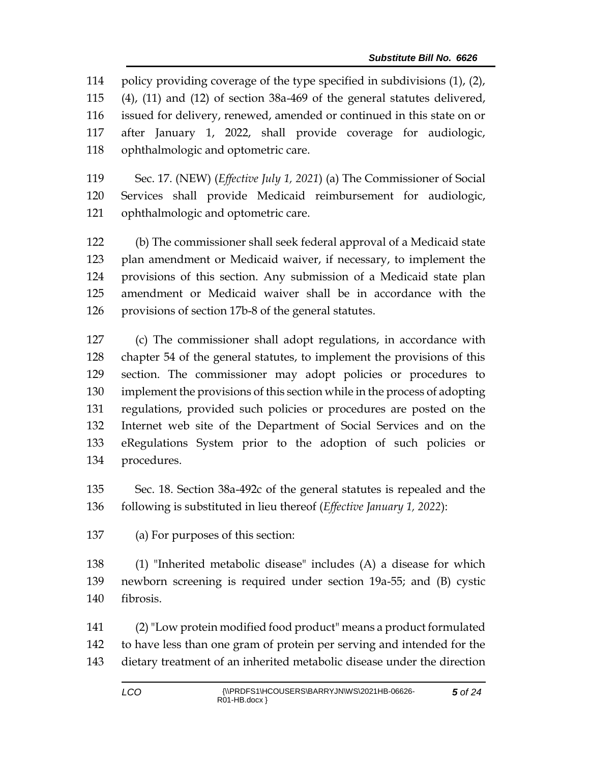policy providing coverage of the type specified in subdivisions (1), (2), (4), (11) and (12) of section 38a-469 of the general statutes delivered, issued for delivery, renewed, amended or continued in this state on or after January 1, 2022, shall provide coverage for audiologic, ophthalmologic and optometric care.

Sec. 17. (NEW) (*Effective July 1, 2021*) (a) The Commissioner of Social Services shall provide Medicaid reimbursement for audiologic, ophthalmologic and optometric care.

(b) The commissioner shall seek federal approval of a Medicaid state plan amendment or Medicaid waiver, if necessary, to implement the provisions of this section. Any submission of a Medicaid state plan amendment or Medicaid waiver shall be in accordance with the provisions of section 17b-8 of the general statutes.

(c) The commissioner shall adopt regulations, in accordance with chapter 54 of the general statutes, to implement the provisions of this section. The commissioner may adopt policies or procedures to implement the provisions of this section while in the process of adopting regulations, provided such policies or procedures are posted on the Internet web site of the Department of Social Services and on the eRegulations System prior to the adoption of such policies or procedures.

Sec. 18. Section 38a-492c of the general statutes is repealed and the following is substituted in lieu thereof (*Effective January 1, 2022*):

(a) For purposes of this section:

(1) "Inherited metabolic disease" includes (A) a disease for which newborn screening is required under section 19a-55; and (B) cystic fibrosis.

(2) "Low protein modified food product" means a product formulated to have less than one gram of protein per serving and intended for the dietary treatment of an inherited metabolic disease under the direction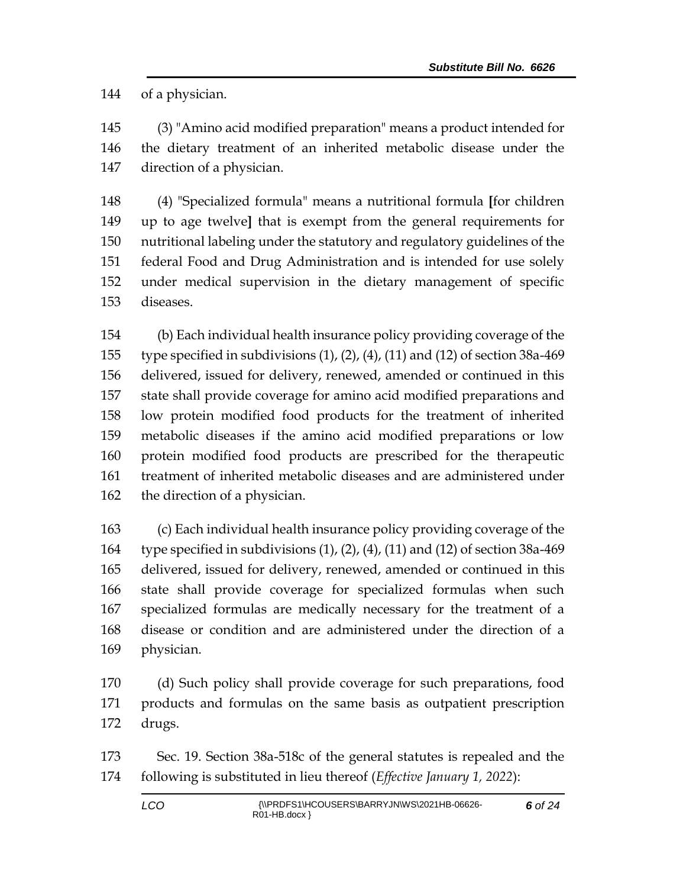of a physician.

(3) "Amino acid modified preparation" means a product intended for the dietary treatment of an inherited metabolic disease under the direction of a physician.

(4) "Specialized formula" means a nutritional formula **[**for children up to age twelve**]** that is exempt from the general requirements for nutritional labeling under the statutory and regulatory guidelines of the federal Food and Drug Administration and is intended for use solely under medical supervision in the dietary management of specific diseases.

(b) Each individual health insurance policy providing coverage of the type specified in subdivisions (1), (2), (4), (11) and (12) of section 38a-469 delivered, issued for delivery, renewed, amended or continued in this state shall provide coverage for amino acid modified preparations and low protein modified food products for the treatment of inherited metabolic diseases if the amino acid modified preparations or low protein modified food products are prescribed for the therapeutic treatment of inherited metabolic diseases and are administered under the direction of a physician.

(c) Each individual health insurance policy providing coverage of the type specified in subdivisions (1), (2), (4), (11) and (12) of section 38a-469 delivered, issued for delivery, renewed, amended or continued in this state shall provide coverage for specialized formulas when such specialized formulas are medically necessary for the treatment of a disease or condition and are administered under the direction of a physician.

(d) Such policy shall provide coverage for such preparations, food products and formulas on the same basis as outpatient prescription drugs.

Sec. 19. Section 38a-518c of the general statutes is repealed and the following is substituted in lieu thereof (*Effective January 1, 2022*):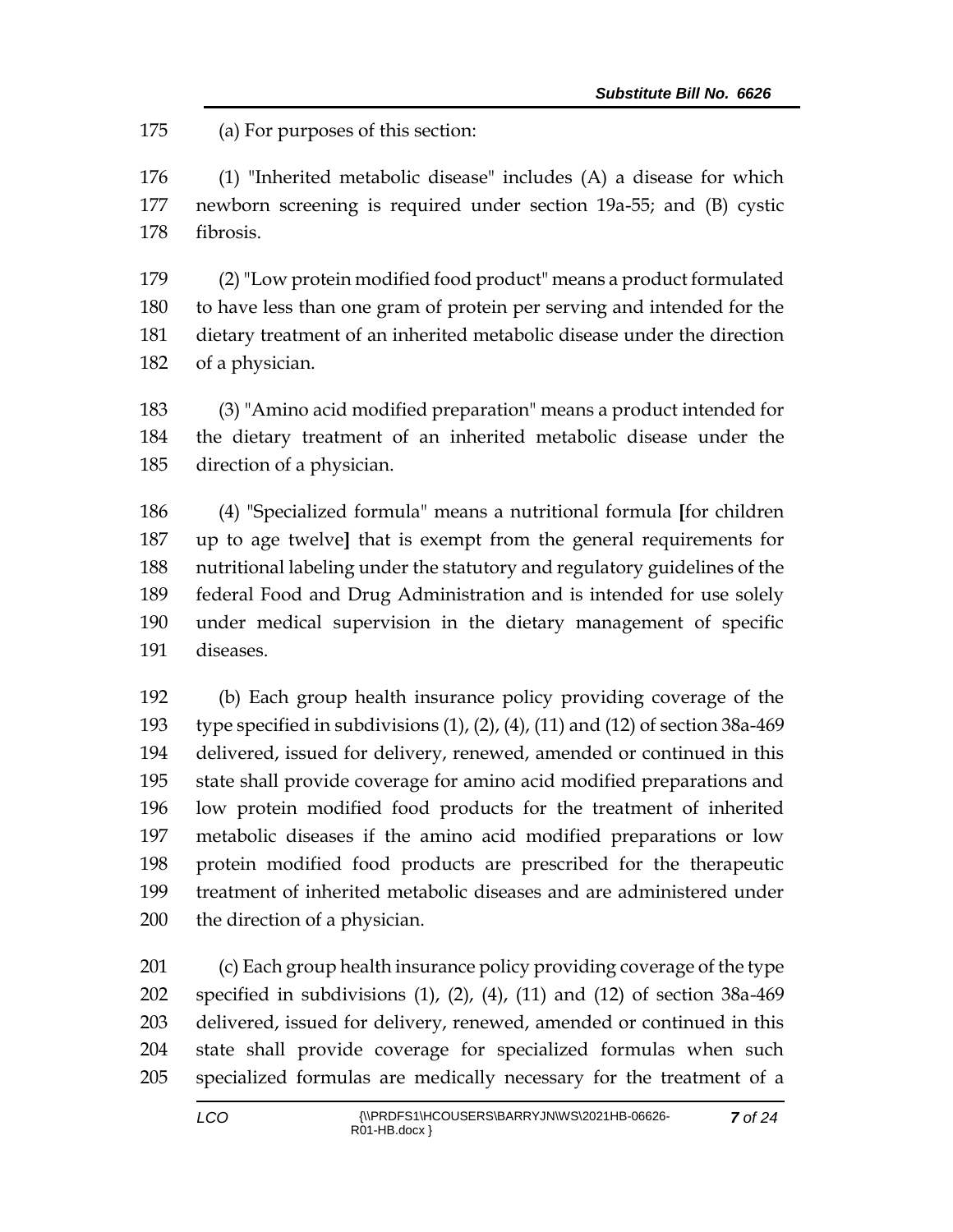(a) For purposes of this section:

(1) "Inherited metabolic disease" includes (A) a disease for which newborn screening is required under section 19a-55; and (B) cystic fibrosis.

(2) "Low protein modified food product" means a product formulated to have less than one gram of protein per serving and intended for the dietary treatment of an inherited metabolic disease under the direction of a physician.

(3) "Amino acid modified preparation" means a product intended for the dietary treatment of an inherited metabolic disease under the direction of a physician.

(4) "Specialized formula" means a nutritional formula **[**for children up to age twelve**]** that is exempt from the general requirements for nutritional labeling under the statutory and regulatory guidelines of the federal Food and Drug Administration and is intended for use solely under medical supervision in the dietary management of specific diseases.

(b) Each group health insurance policy providing coverage of the type specified in subdivisions (1), (2), (4), (11) and (12) of section 38a-469 delivered, issued for delivery, renewed, amended or continued in this state shall provide coverage for amino acid modified preparations and low protein modified food products for the treatment of inherited metabolic diseases if the amino acid modified preparations or low protein modified food products are prescribed for the therapeutic treatment of inherited metabolic diseases and are administered under the direction of a physician.

(c) Each group health insurance policy providing coverage of the type specified in subdivisions (1), (2), (4), (11) and (12) of section 38a-469 delivered, issued for delivery, renewed, amended or continued in this state shall provide coverage for specialized formulas when such specialized formulas are medically necessary for the treatment of a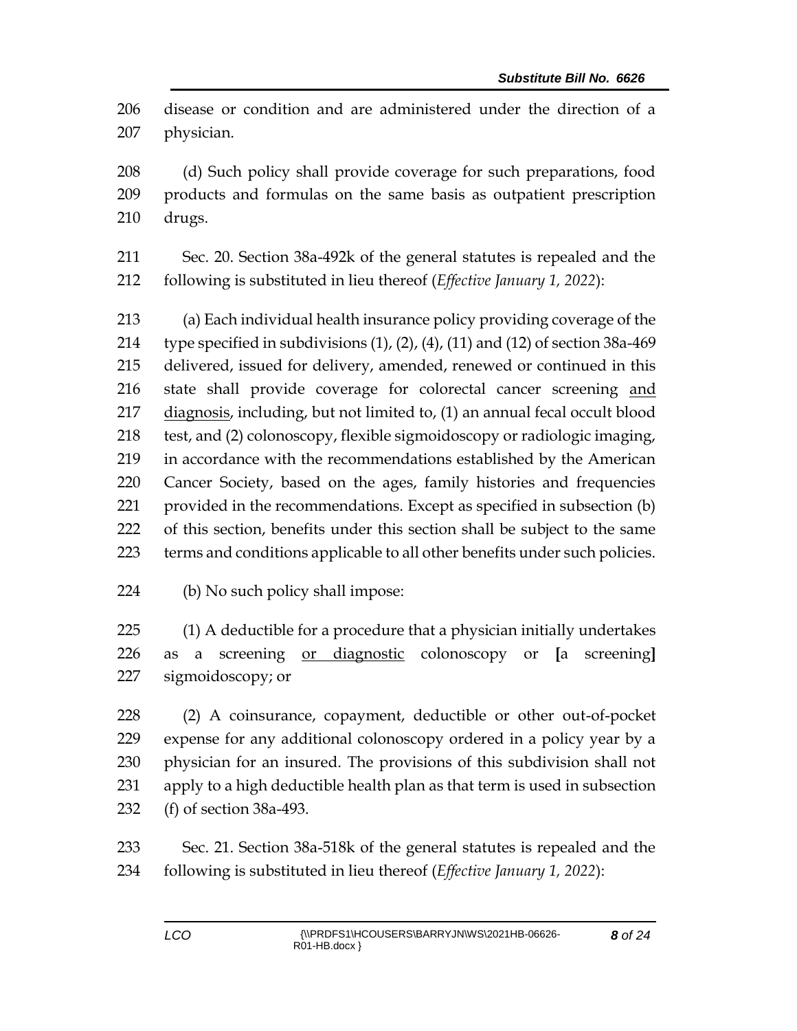disease or condition and are administered under the direction of a physician.

(d) Such policy shall provide coverage for such preparations, food products and formulas on the same basis as outpatient prescription drugs.

Sec. 20. Section 38a-492k of the general statutes is repealed and the following is substituted in lieu thereof (*Effective January 1, 2022*):

(a) Each individual health insurance policy providing coverage of the type specified in subdivisions (1), (2), (4), (11) and (12) of section 38a-469 delivered, issued for delivery, amended, renewed or continued in this state shall provide coverage for colorectal cancer screening <u>and diagnosis</u>, including, but not limited to, (1) an annual fecal occult blood test, and (2) colonoscopy, flexible sigmoidoscopy or radiologic imaging, in accordance with the recommendations established by the American Cancer Society, based on the ages, family histories and frequencies provided in the recommendations. Except as specified in subsection (b) of this section, benefits under this section shall be subject to the same terms and conditions applicable to all other benefits under such policies.

(b) No such policy shall impose:

(1) A deductible for a procedure that a physician initially undertakes as a screening <u>or diagnostic</u> colonoscopy or **[**a screening**]** sigmoidoscopy; or

(2) A coinsurance, copayment, deductible or other out-of-pocket expense for any additional colonoscopy ordered in a policy year by a physician for an insured. The provisions of this subdivision shall not apply to a high deductible health plan as that term is used in subsection (f) of section 38a-493.

Sec. 21. Section 38a-518k of the general statutes is repealed and the following is substituted in lieu thereof (*Effective January 1, 2022*):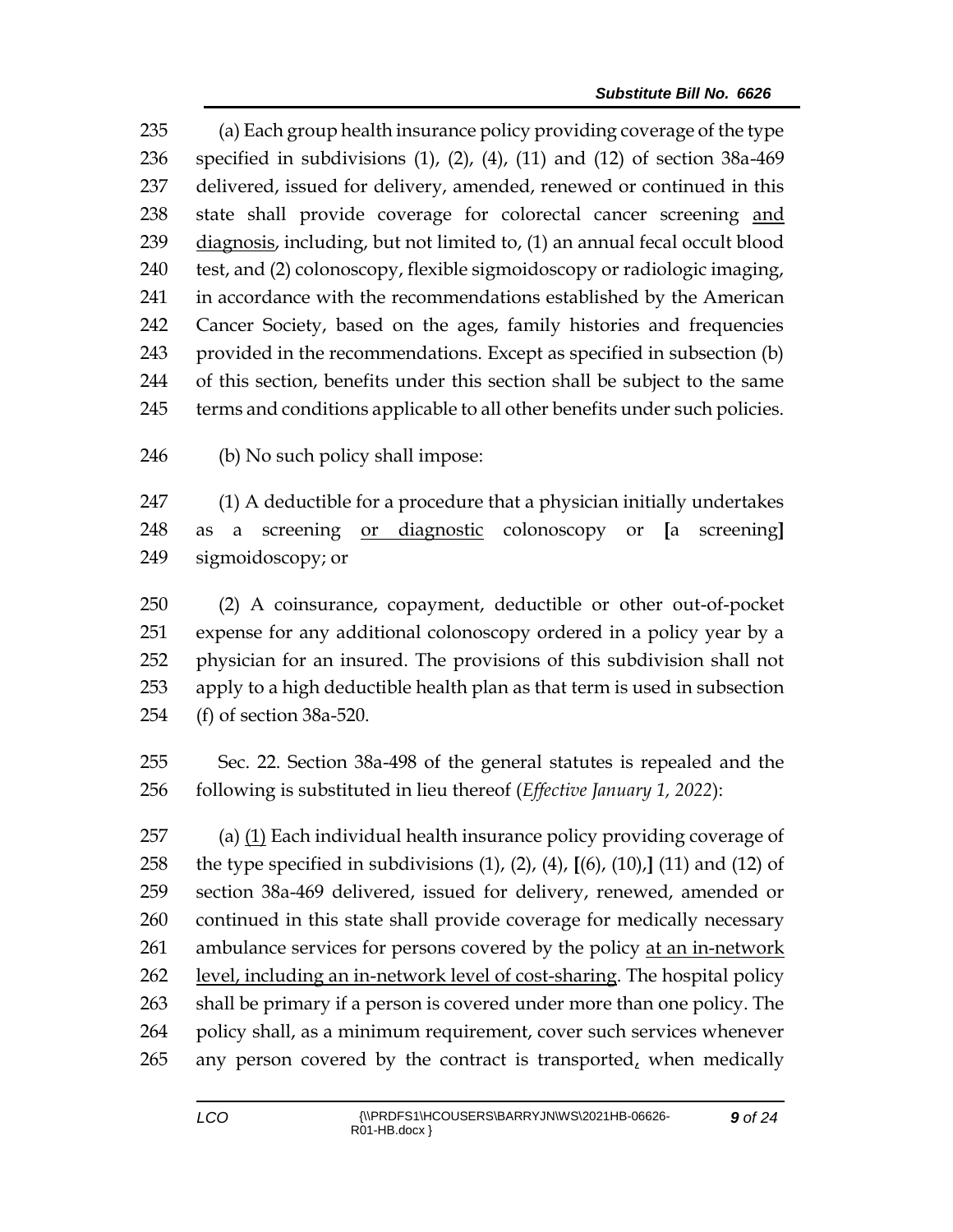(a) Each group health insurance policy providing coverage of the type specified in subdivisions (1), (2), (4), (11) and (12) of section 38a-469 delivered, issued for delivery, amended, renewed or continued in this state shall provide coverage for colorectal cancer screening <u>and diagnosis</u>, including, but not limited to, (1) an annual fecal occult blood test, and (2) colonoscopy, flexible sigmoidoscopy or radiologic imaging, in accordance with the recommendations established by the American Cancer Society, based on the ages, family histories and frequencies provided in the recommendations. Except as specified in subsection (b) of this section, benefits under this section shall be subject to the same terms and conditions applicable to all other benefits under such policies.

(b) No such policy shall impose:

(1) A deductible for a procedure that a physician initially undertakes as a screening <u>or diagnostic</u> colonoscopy or **[**a screening**]** sigmoidoscopy; or

(2) A coinsurance, copayment, deductible or other out-of-pocket expense for any additional colonoscopy ordered in a policy year by a physician for an insured. The provisions of this subdivision shall not apply to a high deductible health plan as that term is used in subsection (f) of section 38a-520.

Sec. 22. Section 38a-498 of the general statutes is repealed and the following is substituted in lieu thereof (*Effective January 1, 2022*):

(a) <u>(1)</u> Each individual health insurance policy providing coverage of the type specified in subdivisions (1), (2), (4), **[**(6), (10),**]** (11) and (12) of section 38a-469 delivered, issued for delivery, renewed, amended or continued in this state shall provide coverage for medically necessary ambulance services for persons covered by the policy <u>at an in-network level, including an in-network level of cost-sharing</u>. The hospital policy shall be primary if a person is covered under more than one policy. The policy shall, as a minimum requirement, cover such services whenever any person covered by the contract is transported<u>,</u> when medically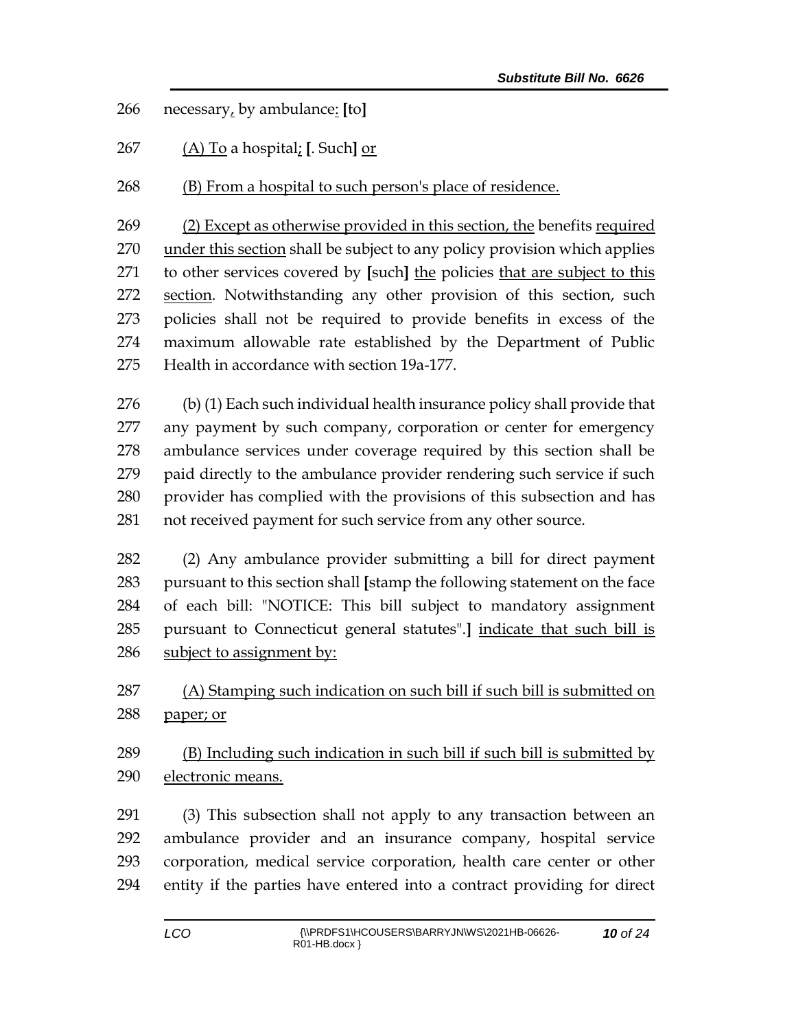266 necessary, by ambulance: [to]

267 (A) To a hospital; [. Such] or

268 (B) From a hospital to such person's place of residence.

269 (2) Except as otherwise provided in this section, the benefits required
270 under this section shall be subject to any policy provision which applies
271 to other services covered by [such] the policies that are subject to this
272 section. Notwithstanding any other provision of this section, such
273 policies shall not be required to provide benefits in excess of the
274 maximum allowable rate established by the Department of Public
275 Health in accordance with section 19a-177.

276 (b) (1) Each such individual health insurance policy shall provide that
277 any payment by such company, corporation or center for emergency
278 ambulance services under coverage required by this section shall be
279 paid directly to the ambulance provider rendering such service if such
280 provider has complied with the provisions of this subsection and has
281 not received payment for such service from any other source.

282 (2) Any ambulance provider submitting a bill for direct payment
283 pursuant to this section shall [stamp the following statement on the face
284 of each bill: "NOTICE: This bill subject to mandatory assignment
285 pursuant to Connecticut general statutes".] indicate that such bill is
286 subject to assignment by:

287 (A) Stamping such indication on such bill if such bill is submitted on
288 paper; or

289 (B) Including such indication in such bill if such bill is submitted by
290 electronic means.

291 (3) This subsection shall not apply to any transaction between an
292 ambulance provider and an insurance company, hospital service
293 corporation, medical service corporation, health care center or other
294 entity if the parties have entered into a contract providing for direct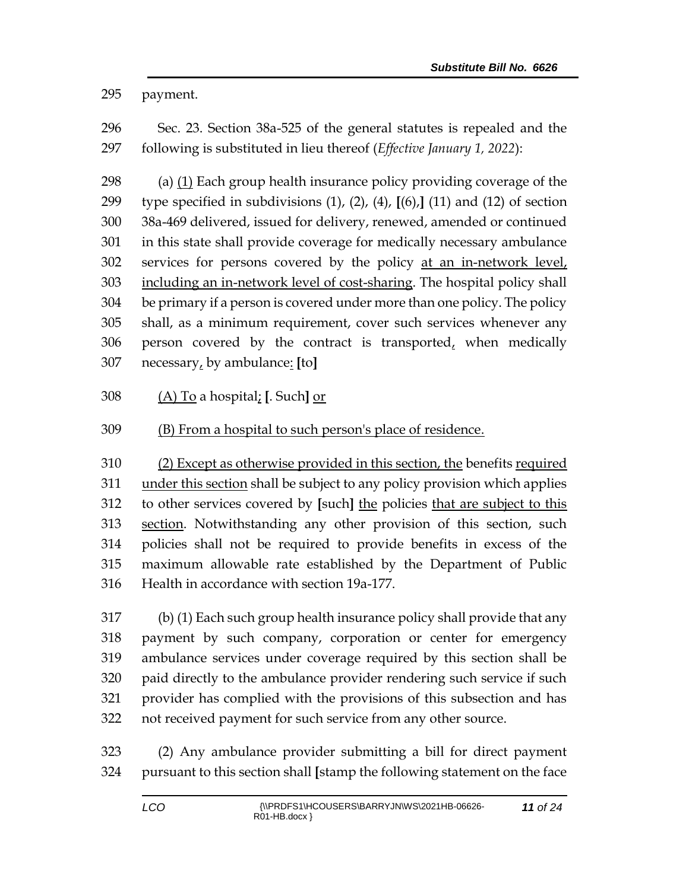payment.

Sec. 23. Section 38a-525 of the general statutes is repealed and the following is substituted in lieu thereof (*Effective January 1, 2022*):

(a) <u>(1)</u> Each group health insurance policy providing coverage of the type specified in subdivisions (1), (2), (4), **[**(6),**]** (11) and (12) of section 38a-469 delivered, issued for delivery, renewed, amended or continued in this state shall provide coverage for medically necessary ambulance services for persons covered by the policy <u>at an in-network level, including an in-network level of cost-sharing</u>. The hospital policy shall be primary if a person is covered under more than one policy. The policy shall, as a minimum requirement, cover such services whenever any person covered by the contract is transported<u>,</u> when medically necessary<u>,</u> by ambulance<u>:</u> **[**to**]**

<u>(A) To</u> a hospital<u>;</u> **[**. Such**]** <u>or</u>

<u>(B) From a hospital to such person's place of residence.</u>

<u>(2) Except as otherwise provided in this section, the</u> benefits <u>required under this section</u> shall be subject to any policy provision which applies to other services covered by **[**such**]** <u>the</u> policies <u>that are subject to this section</u>. Notwithstanding any other provision of this section, such policies shall not be required to provide benefits in excess of the maximum allowable rate established by the Department of Public Health in accordance with section 19a-177.

(b) (1) Each such group health insurance policy shall provide that any payment by such company, corporation or center for emergency ambulance services under coverage required by this section shall be paid directly to the ambulance provider rendering such service if such provider has complied with the provisions of this subsection and has not received payment for such service from any other source.

(2) Any ambulance provider submitting a bill for direct payment pursuant to this section shall **[**stamp the following statement on the face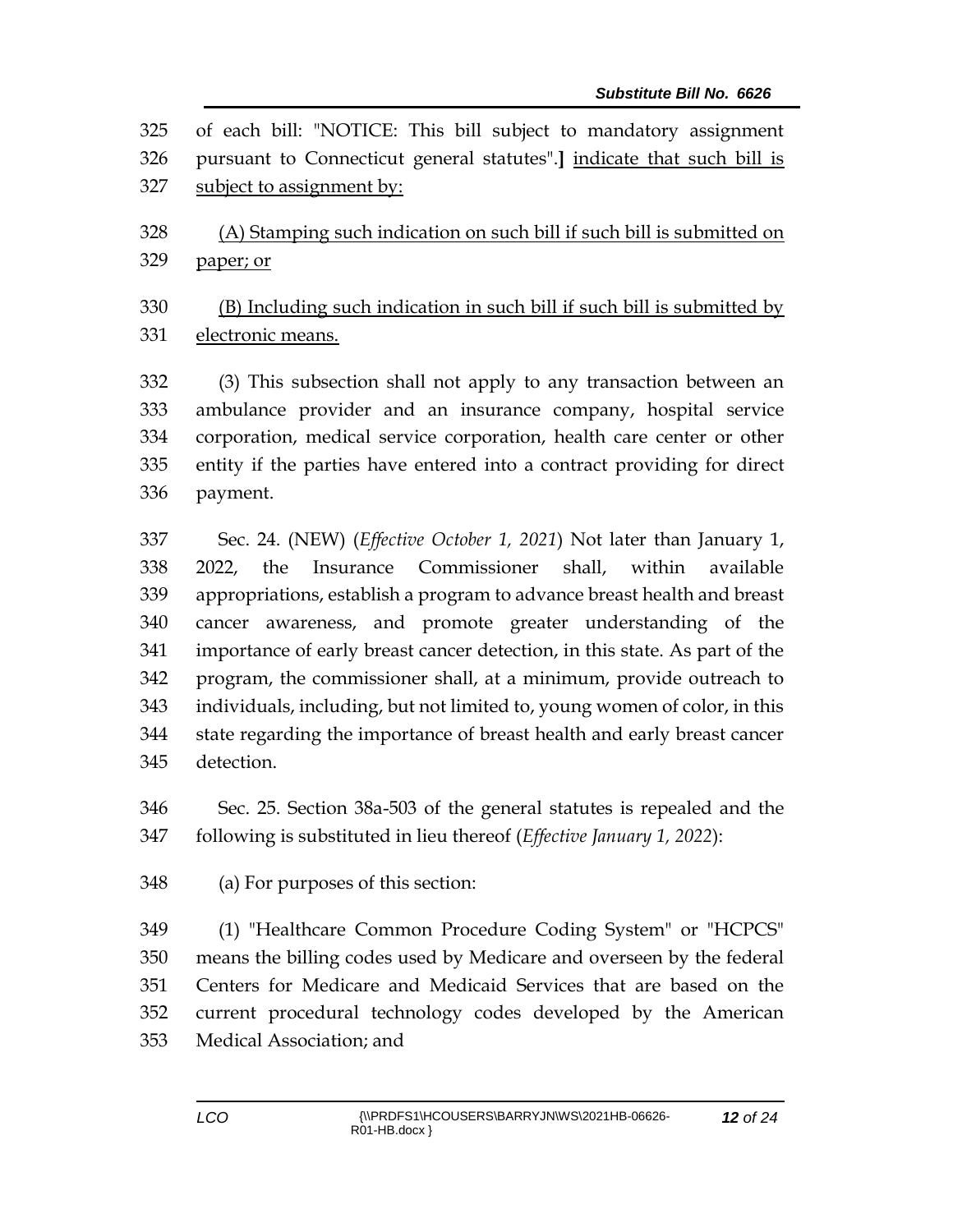of each bill: "NOTICE: This bill subject to mandatory assignment pursuant to Connecticut general statutes".] indicate that such bill is subject to assignment by:

(A) Stamping such indication on such bill if such bill is submitted on paper; or

(B) Including such indication in such bill if such bill is submitted by electronic means.

(3) This subsection shall not apply to any transaction between an ambulance provider and an insurance company, hospital service corporation, medical service corporation, health care center or other entity if the parties have entered into a contract providing for direct payment.

Sec. 24. (NEW) (*Effective October 1, 2021*) Not later than January 1, 2022, the Insurance Commissioner shall, within available appropriations, establish a program to advance breast health and breast cancer awareness, and promote greater understanding of the importance of early breast cancer detection, in this state. As part of the program, the commissioner shall, at a minimum, provide outreach to individuals, including, but not limited to, young women of color, in this state regarding the importance of breast health and early breast cancer detection.

Sec. 25. Section 38a-503 of the general statutes is repealed and the following is substituted in lieu thereof (*Effective January 1, 2022*):

(a) For purposes of this section:

(1) "Healthcare Common Procedure Coding System" or "HCPCS" means the billing codes used by Medicare and overseen by the federal Centers for Medicare and Medicaid Services that are based on the current procedural technology codes developed by the American Medical Association; and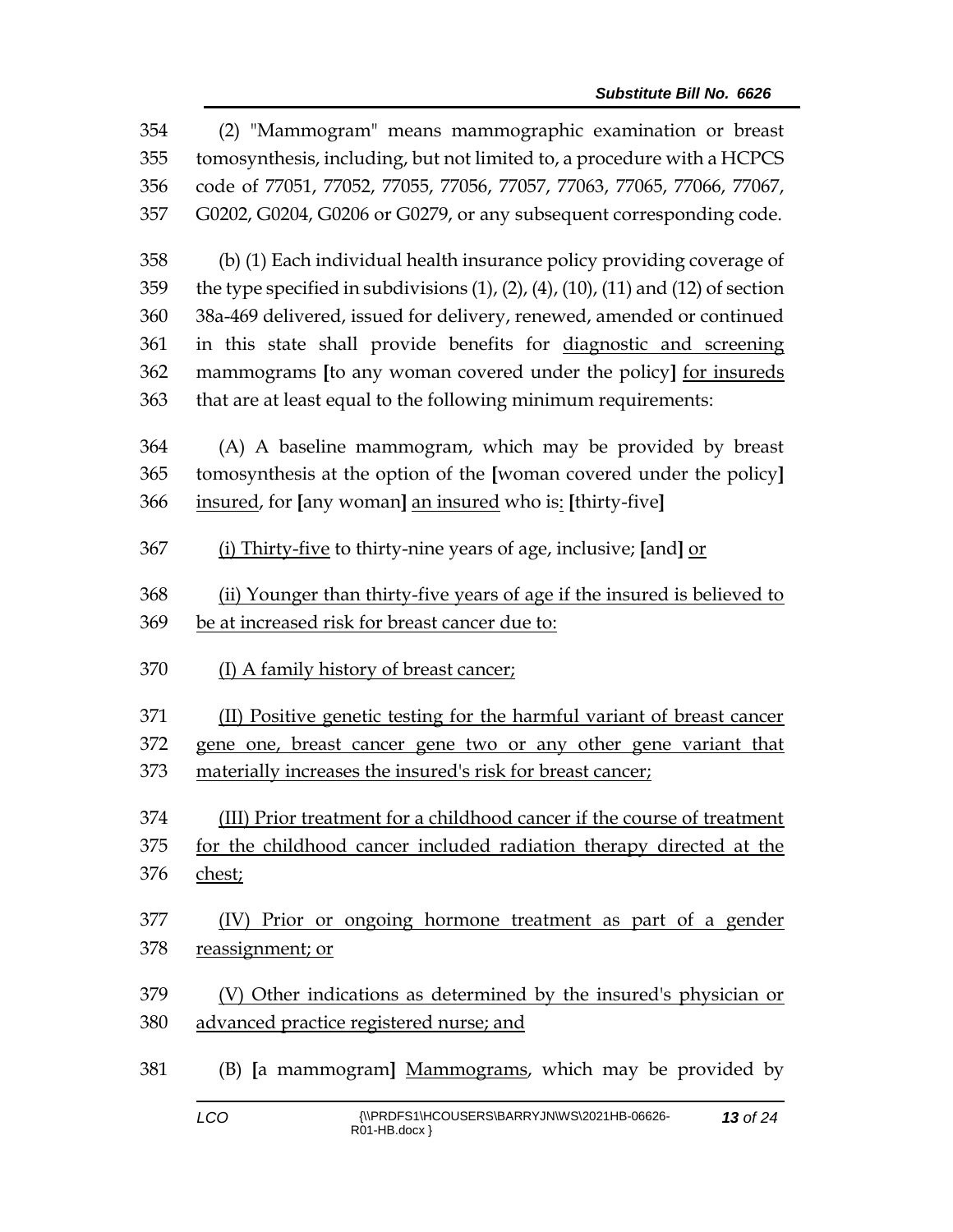354 (2) "Mammogram" means mammographic examination or breast
355 tomosynthesis, including, but not limited to, a procedure with a HCPCS
356 code of 77051, 77052, 77055, 77056, 77057, 77063, 77065, 77066, 77067,
357 G0202, G0204, G0206 or G0279, or any subsequent corresponding code.

358 (b) (1) Each individual health insurance policy providing coverage of
359 the type specified in subdivisions (1), (2), (4), (10), (11) and (12) of section
360 38a-469 delivered, issued for delivery, renewed, amended or continued
361 in this state shall provide benefits for <u>diagnostic and screening</u>
362 mammograms **[**to any woman covered under the policy**]** <u>for insureds</u>
363 that are at least equal to the following minimum requirements:

364 (A) A baseline mammogram, which may be provided by breast
365 tomosynthesis at the option of the **[**woman covered under the policy**]**
366 <u>insured</u>, for **[**any woman**]** <u>an insured</u> who is<u>:</u> **[**thirty-five**]**

367 <u>(i) Thirty-five</u> to thirty-nine years of age, inclusive; **[**and**]** <u>or</u>

368 <u>(ii) Younger than thirty-five years of age if the insured is believed to</u>
369 <u>be at increased risk for breast cancer due to:</u>

370 <u>(I) A family history of breast cancer;</u>

371 <u>(II) Positive genetic testing for the harmful variant of breast cancer</u>
372 <u>gene one, breast cancer gene two or any other gene variant that</u>
373 <u>materially increases the insured's risk for breast cancer;</u>

374 <u>(III) Prior treatment for a childhood cancer if the course of treatment</u>
375 <u>for the childhood cancer included radiation therapy directed at the</u>
376 <u>chest;</u>

377 <u>(IV) Prior or ongoing hormone treatment as part of a gender</u>
378 <u>reassignment; or</u>

379 <u>(V) Other indications as determined by the insured's physician or</u>
380 <u>advanced practice registered nurse; and</u>

381 (B) **[**a mammogram**]** <u>Mammograms</u>, which may be provided by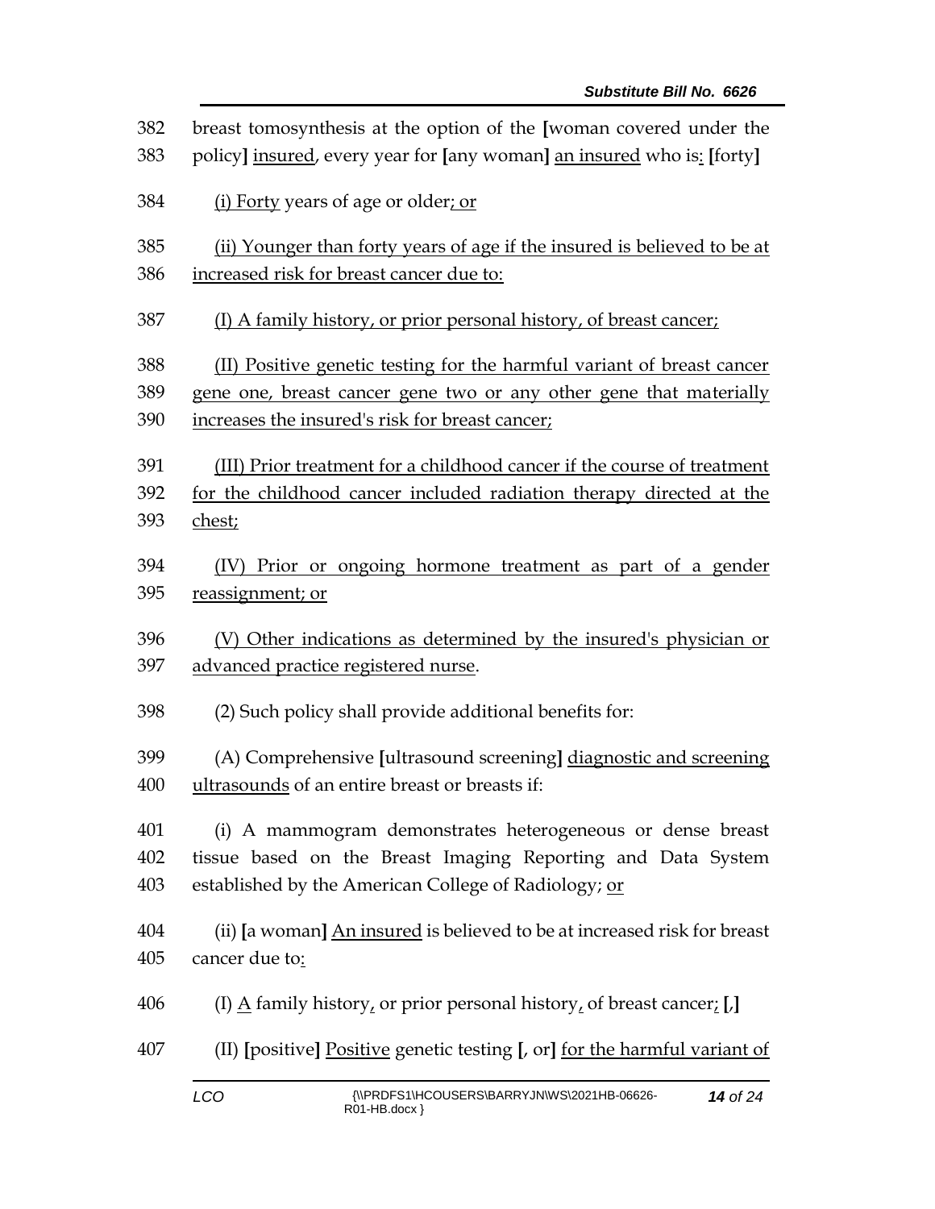382 breast tomosynthesis at the option of the [woman covered under the
383 policy] insured, every year for [any woman] an insured who is: [forty]

384 (i) Forty years of age or older; or

385 (ii) Younger than forty years of age if the insured is believed to be at
386 increased risk for breast cancer due to:

387 (I) A family history, or prior personal history, of breast cancer;

388 (II) Positive genetic testing for the harmful variant of breast cancer
389 gene one, breast cancer gene two or any other gene that materially
390 increases the insured's risk for breast cancer;

391 (III) Prior treatment for a childhood cancer if the course of treatment
392 for the childhood cancer included radiation therapy directed at the
393 chest;

394 (IV) Prior or ongoing hormone treatment as part of a gender
395 reassignment; or

396 (V) Other indications as determined by the insured's physician or
397 advanced practice registered nurse.

398 (2) Such policy shall provide additional benefits for:

399 (A) Comprehensive [ultrasound screening] diagnostic and screening
400 ultrasounds of an entire breast or breasts if:

401 (i) A mammogram demonstrates heterogeneous or dense breast
402 tissue based on the Breast Imaging Reporting and Data System
403 established by the American College of Radiology; or

404 (ii) [a woman] An insured is believed to be at increased risk for breast
405 cancer due to:

406 (I) A family history, or prior personal history, of breast cancer; [,]

407 (II) [positive] Positive genetic testing [, or] for the harmful variant of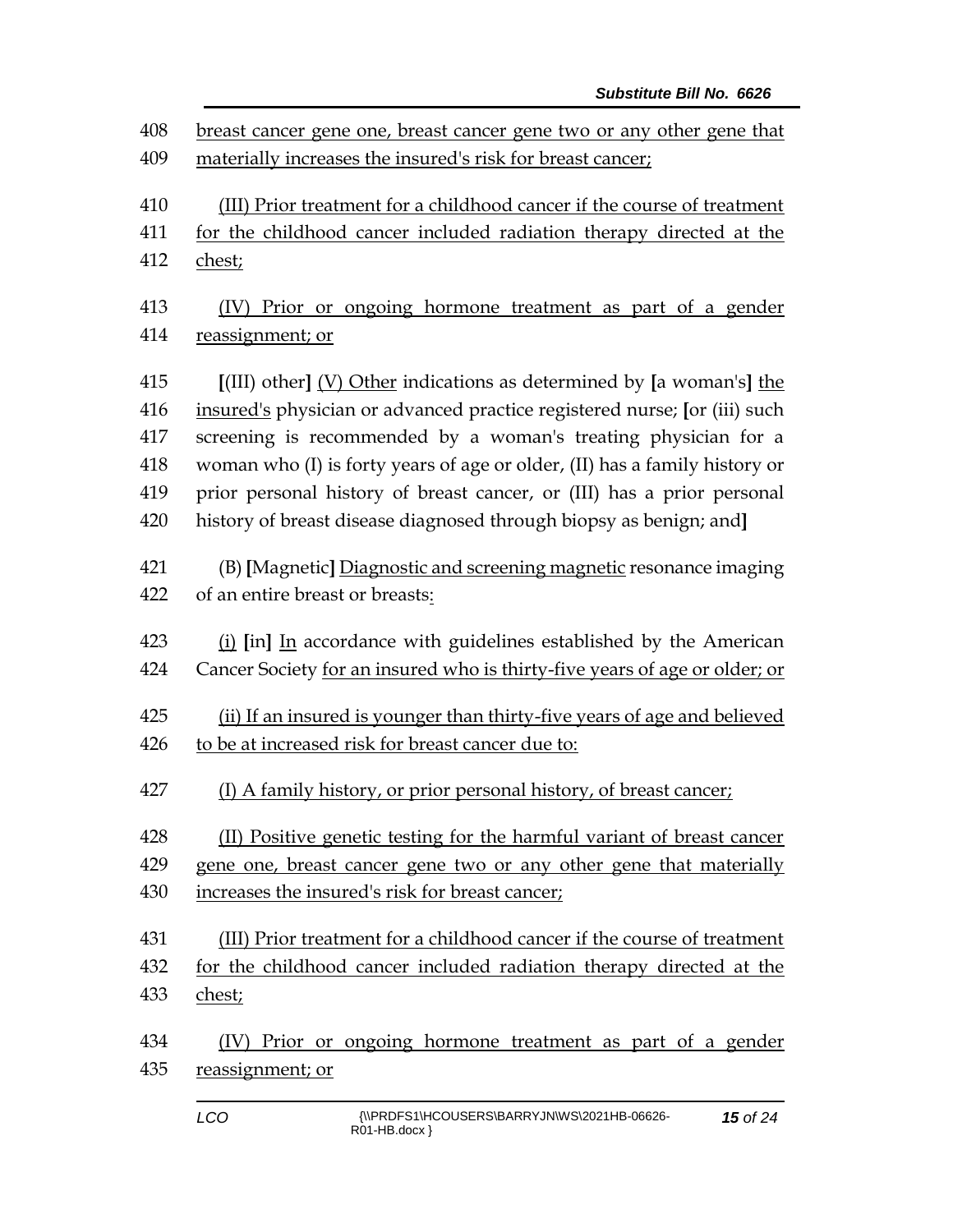408 breast cancer gene one, breast cancer gene two or any other gene that
409 materially increases the insured's risk for breast cancer;

410 (III) Prior treatment for a childhood cancer if the course of treatment
411 for the childhood cancer included radiation therapy directed at the
412 chest;

413 (IV) Prior or ongoing hormone treatment as part of a gender
414 reassignment; or

415 [(III) other] (V) Other indications as determined by [a woman's] the
416 insured's physician or advanced practice registered nurse; [or (iii) such
417 screening is recommended by a woman's treating physician for a
418 woman who (I) is forty years of age or older, (II) has a family history or
419 prior personal history of breast cancer, or (III) has a prior personal
420 history of breast disease diagnosed through biopsy as benign; and]

421 (B) [Magnetic] Diagnostic and screening magnetic resonance imaging
422 of an entire breast or breasts:

423 (i) [in] In accordance with guidelines established by the American
424 Cancer Society for an insured who is thirty-five years of age or older; or

425 (ii) If an insured is younger than thirty-five years of age and believed
426 to be at increased risk for breast cancer due to:

427 (I) A family history, or prior personal history, of breast cancer;

428 (II) Positive genetic testing for the harmful variant of breast cancer
429 gene one, breast cancer gene two or any other gene that materially
430 increases the insured's risk for breast cancer;

431 (III) Prior treatment for a childhood cancer if the course of treatment
432 for the childhood cancer included radiation therapy directed at the
433 chest;

434 (IV) Prior or ongoing hormone treatment as part of a gender
435 reassignment; or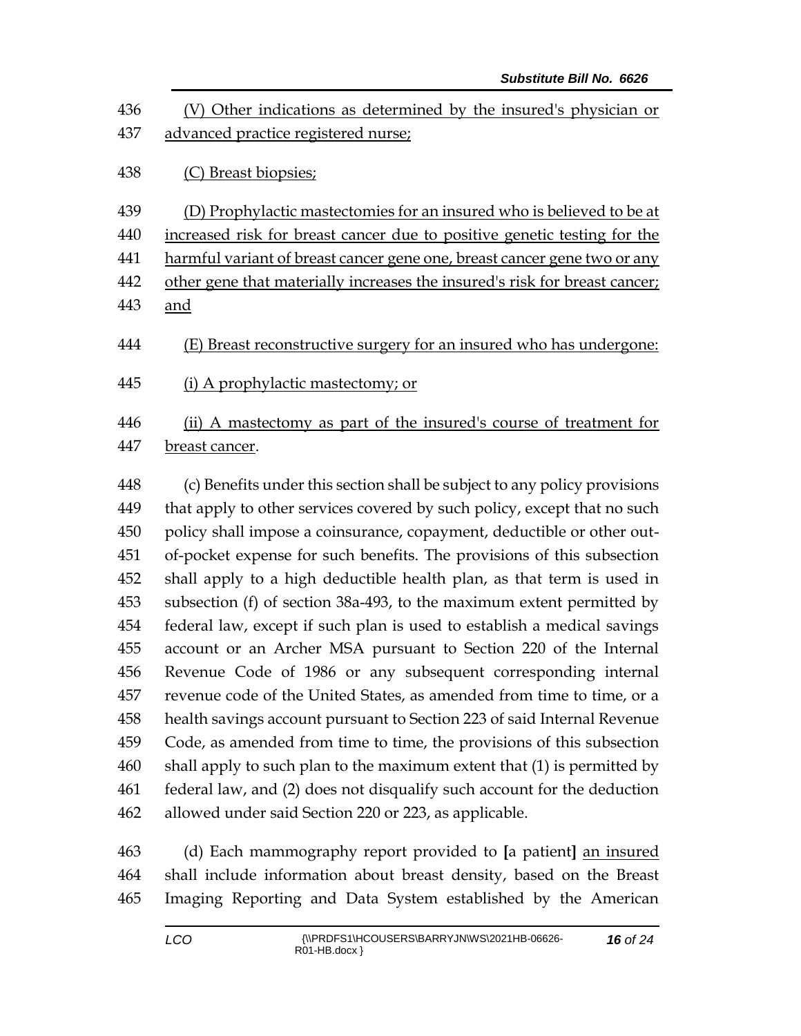(V) Other indications as determined by the insured's physician or advanced practice registered nurse;

(C) Breast biopsies;

(D) Prophylactic mastectomies for an insured who is believed to be at increased risk for breast cancer due to positive genetic testing for the harmful variant of breast cancer gene one, breast cancer gene two or any other gene that materially increases the insured's risk for breast cancer; and

(E) Breast reconstructive surgery for an insured who has undergone:

(i) A prophylactic mastectomy; or

(ii) A mastectomy as part of the insured's course of treatment for breast cancer.

(c) Benefits under this section shall be subject to any policy provisions that apply to other services covered by such policy, except that no such policy shall impose a coinsurance, copayment, deductible or other out-of-pocket expense for such benefits. The provisions of this subsection shall apply to a high deductible health plan, as that term is used in subsection (f) of section 38a-493, to the maximum extent permitted by federal law, except if such plan is used to establish a medical savings account or an Archer MSA pursuant to Section 220 of the Internal Revenue Code of 1986 or any subsequent corresponding internal revenue code of the United States, as amended from time to time, or a health savings account pursuant to Section 223 of said Internal Revenue Code, as amended from time to time, the provisions of this subsection shall apply to such plan to the maximum extent that (1) is permitted by federal law, and (2) does not disqualify such account for the deduction allowed under said Section 220 or 223, as applicable.

(d) Each mammography report provided to [a patient] an insured shall include information about breast density, based on the Breast Imaging Reporting and Data System established by the American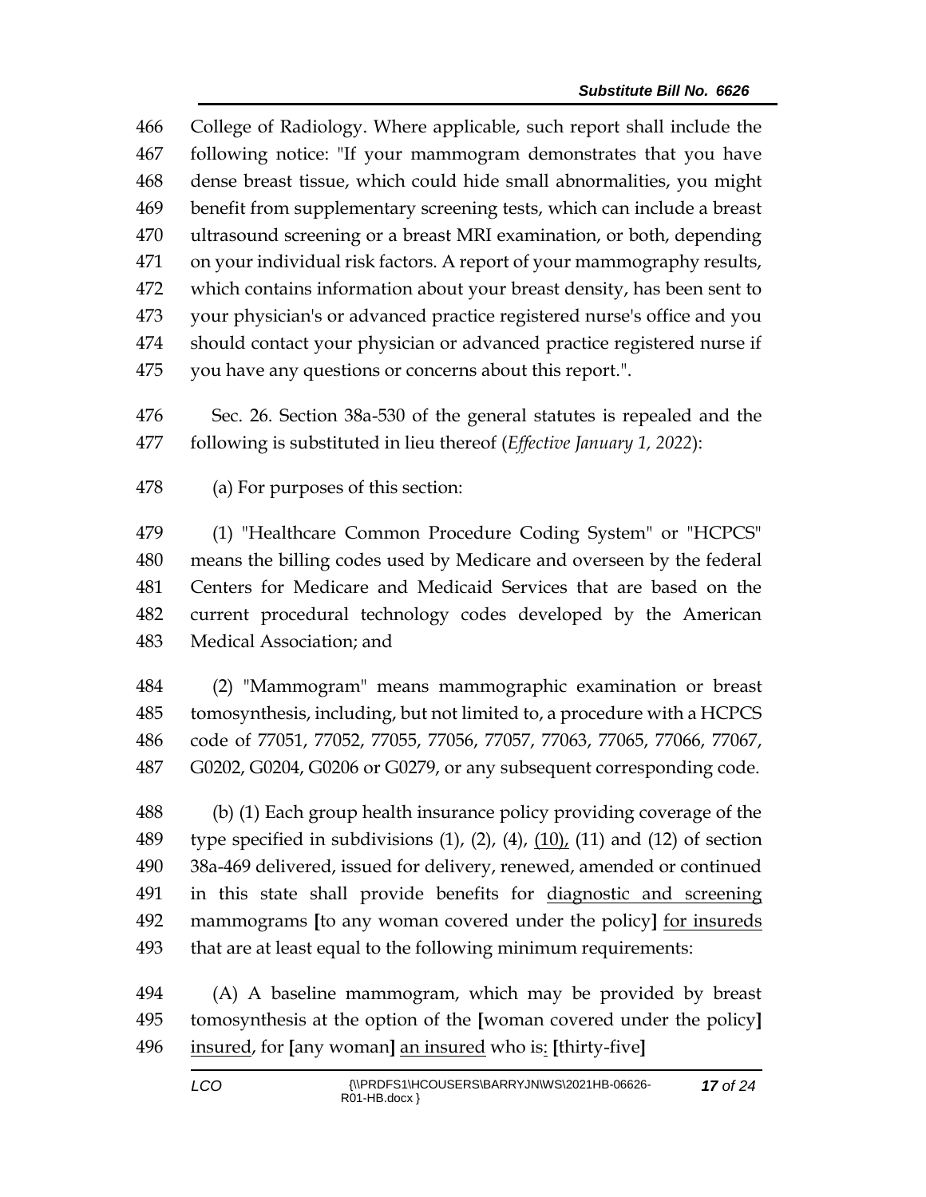College of Radiology. Where applicable, such report shall include the following notice: "If your mammogram demonstrates that you have dense breast tissue, which could hide small abnormalities, you might benefit from supplementary screening tests, which can include a breast ultrasound screening or a breast MRI examination, or both, depending on your individual risk factors. A report of your mammography results, which contains information about your breast density, has been sent to your physician's or advanced practice registered nurse's office and you should contact your physician or advanced practice registered nurse if you have any questions or concerns about this report.".

Sec. 26. Section 38a-530 of the general statutes is repealed and the following is substituted in lieu thereof (*Effective January 1, 2022*):

(a) For purposes of this section:

(1) "Healthcare Common Procedure Coding System" or "HCPCS" means the billing codes used by Medicare and overseen by the federal Centers for Medicare and Medicaid Services that are based on the current procedural technology codes developed by the American Medical Association; and

(2) "Mammogram" means mammographic examination or breast tomosynthesis, including, but not limited to, a procedure with a HCPCS code of 77051, 77052, 77055, 77056, 77057, 77063, 77065, 77066, 77067, G0202, G0204, G0206 or G0279, or any subsequent corresponding code.

(b) (1) Each group health insurance policy providing coverage of the type specified in subdivisions (1), (2), (4), <u>(10),</u> (11) and (12) of section 38a-469 delivered, issued for delivery, renewed, amended or continued in this state shall provide benefits for <u>diagnostic and screening</u> mammograms **[**to any woman covered under the policy**]** <u>for insureds</u> that are at least equal to the following minimum requirements:

(A) A baseline mammogram, which may be provided by breast tomosynthesis at the option of the **[**woman covered under the policy**]** <u>insured</u>, for **[**any woman**]** <u>an insured</u> who is<u>:</u> **[**thirty-five**]**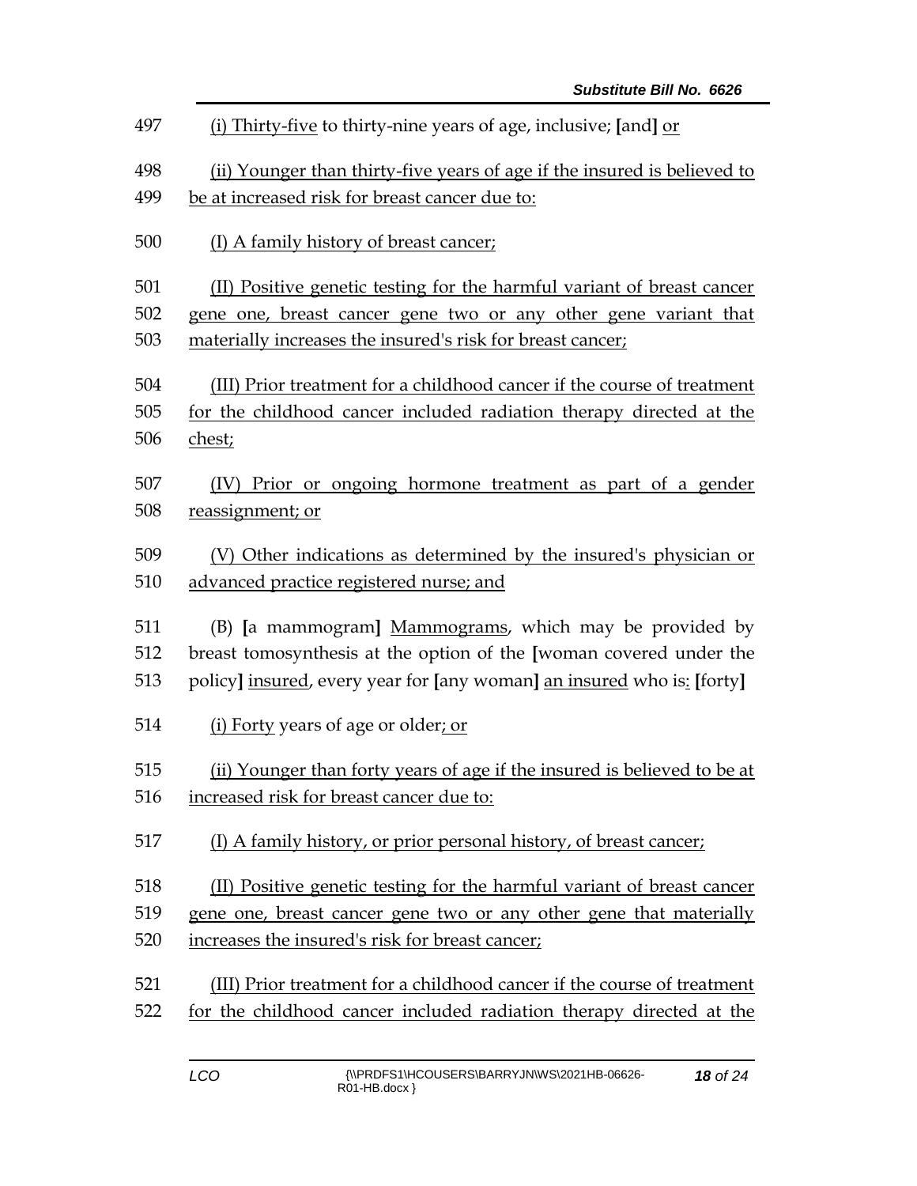497 (i) Thirty-five to thirty-nine years of age, inclusive; [and] or

498 (ii) Younger than thirty-five years of age if the insured is believed to
499 be at increased risk for breast cancer due to:

500 (I) A family history of breast cancer;

501 (II) Positive genetic testing for the harmful variant of breast cancer
502 gene one, breast cancer gene two or any other gene variant that
503 materially increases the insured's risk for breast cancer;

504 (III) Prior treatment for a childhood cancer if the course of treatment
505 for the childhood cancer included radiation therapy directed at the
506 chest;

507 (IV) Prior or ongoing hormone treatment as part of a gender
508 reassignment; or

509 (V) Other indications as determined by the insured's physician or
510 advanced practice registered nurse; and

511 (B) [a mammogram] Mammograms, which may be provided by
512 breast tomosynthesis at the option of the [woman covered under the
513 policy] insured, every year for [any woman] an insured who is: [forty]

514 (i) Forty years of age or older; or

515 (ii) Younger than forty years of age if the insured is believed to be at
516 increased risk for breast cancer due to:

517 (I) A family history, or prior personal history, of breast cancer;

518 (II) Positive genetic testing for the harmful variant of breast cancer
519 gene one, breast cancer gene two or any other gene that materially
520 increases the insured's risk for breast cancer;

521 (III) Prior treatment for a childhood cancer if the course of treatment
522 for the childhood cancer included radiation therapy directed at the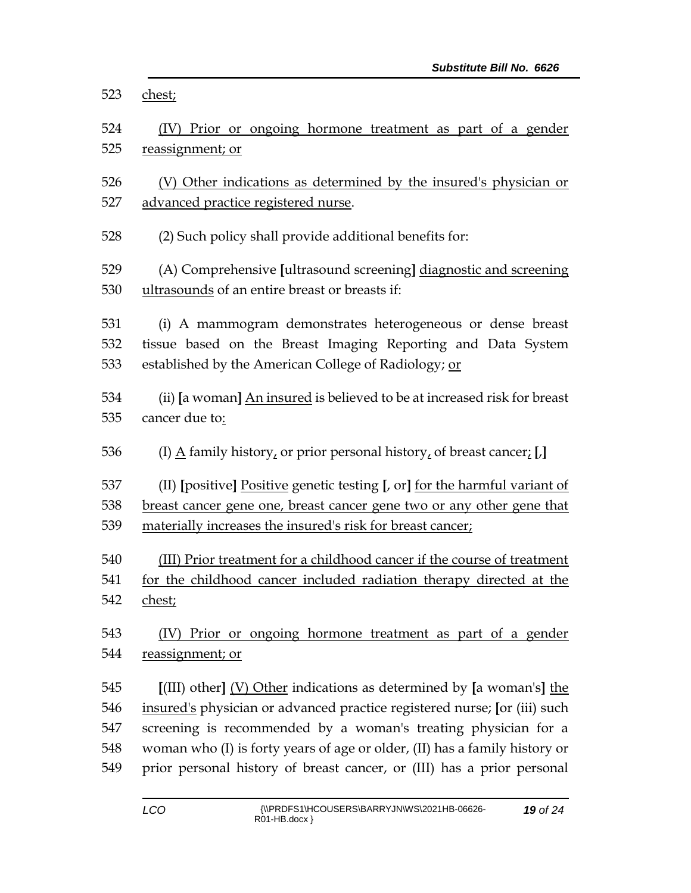chest;

(IV) Prior or ongoing hormone treatment as part of a gender reassignment; or

(V) Other indications as determined by the insured's physician or advanced practice registered nurse.

(2) Such policy shall provide additional benefits for:

(A) Comprehensive [ultrasound screening] diagnostic and screening ultrasounds of an entire breast or breasts if:

(i) A mammogram demonstrates heterogeneous or dense breast tissue based on the Breast Imaging Reporting and Data System established by the American College of Radiology; or

(ii) [a woman] An insured is believed to be at increased risk for breast cancer due to:

(I) A family history, or prior personal history, of breast cancer; [,]

(II) [positive] Positive genetic testing [, or] for the harmful variant of breast cancer gene one, breast cancer gene two or any other gene that materially increases the insured's risk for breast cancer;

(III) Prior treatment for a childhood cancer if the course of treatment for the childhood cancer included radiation therapy directed at the chest;

(IV) Prior or ongoing hormone treatment as part of a gender reassignment; or

[(III) other] (V) Other indications as determined by [a woman's] the insured's physician or advanced practice registered nurse; [or (iii) such screening is recommended by a woman's treating physician for a woman who (I) is forty years of age or older, (II) has a family history or prior personal history of breast cancer, or (III) has a prior personal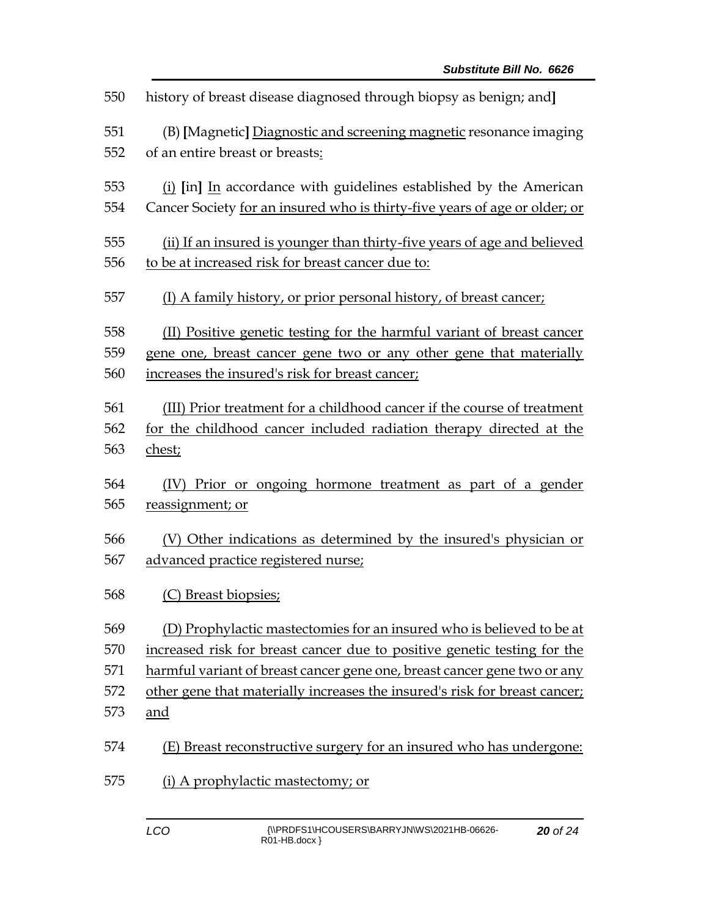550 history of breast disease diagnosed through biopsy as benign; and]

551 (B) [Magnetic] Diagnostic and screening magnetic resonance imaging
552 of an entire breast or breasts:

553 (i) [in] In accordance with guidelines established by the American
554 Cancer Society for an insured who is thirty-five years of age or older; or

555 (ii) If an insured is younger than thirty-five years of age and believed
556 to be at increased risk for breast cancer due to:

557 (I) A family history, or prior personal history, of breast cancer;

558 (II) Positive genetic testing for the harmful variant of breast cancer
559 gene one, breast cancer gene two or any other gene that materially
560 increases the insured's risk for breast cancer;

561 (III) Prior treatment for a childhood cancer if the course of treatment
562 for the childhood cancer included radiation therapy directed at the
563 chest;

564 (IV) Prior or ongoing hormone treatment as part of a gender
565 reassignment; or

566 (V) Other indications as determined by the insured's physician or
567 advanced practice registered nurse;

568 (C) Breast biopsies;

569 (D) Prophylactic mastectomies for an insured who is believed to be at
570 increased risk for breast cancer due to positive genetic testing for the
571 harmful variant of breast cancer gene one, breast cancer gene two or any
572 other gene that materially increases the insured's risk for breast cancer;
573 and

574 (E) Breast reconstructive surgery for an insured who has undergone:

575 (i) A prophylactic mastectomy; or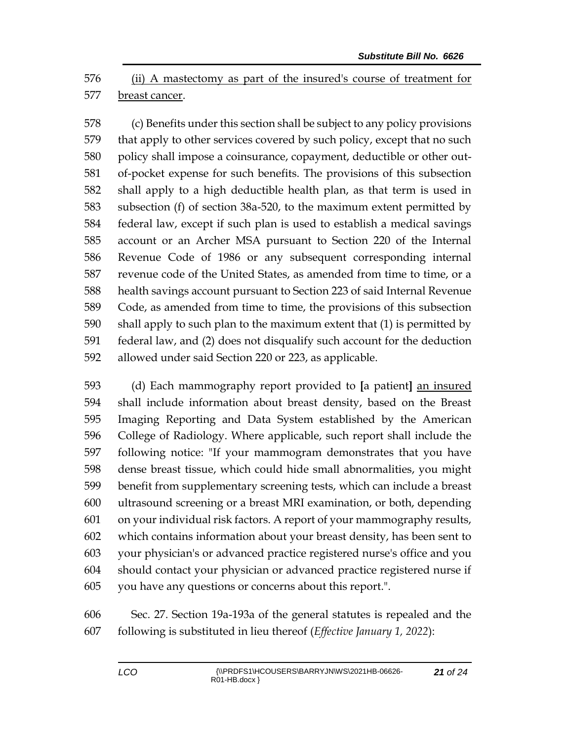(ii) A mastectomy as part of the insured's course of treatment for breast cancer.

(c) Benefits under this section shall be subject to any policy provisions that apply to other services covered by such policy, except that no such policy shall impose a coinsurance, copayment, deductible or other out-of-pocket expense for such benefits. The provisions of this subsection shall apply to a high deductible health plan, as that term is used in subsection (f) of section 38a-520, to the maximum extent permitted by federal law, except if such plan is used to establish a medical savings account or an Archer MSA pursuant to Section 220 of the Internal Revenue Code of 1986 or any subsequent corresponding internal revenue code of the United States, as amended from time to time, or a health savings account pursuant to Section 223 of said Internal Revenue Code, as amended from time to time, the provisions of this subsection shall apply to such plan to the maximum extent that (1) is permitted by federal law, and (2) does not disqualify such account for the deduction allowed under said Section 220 or 223, as applicable.

(d) Each mammography report provided to **[**a patient**]** an insured shall include information about breast density, based on the Breast Imaging Reporting and Data System established by the American College of Radiology. Where applicable, such report shall include the following notice: "If your mammogram demonstrates that you have dense breast tissue, which could hide small abnormalities, you might benefit from supplementary screening tests, which can include a breast ultrasound screening or a breast MRI examination, or both, depending on your individual risk factors. A report of your mammography results, which contains information about your breast density, has been sent to your physician's or advanced practice registered nurse's office and you should contact your physician or advanced practice registered nurse if you have any questions or concerns about this report.".

Sec. 27. Section 19a-193a of the general statutes is repealed and the following is substituted in lieu thereof (*Effective January 1, 2022*):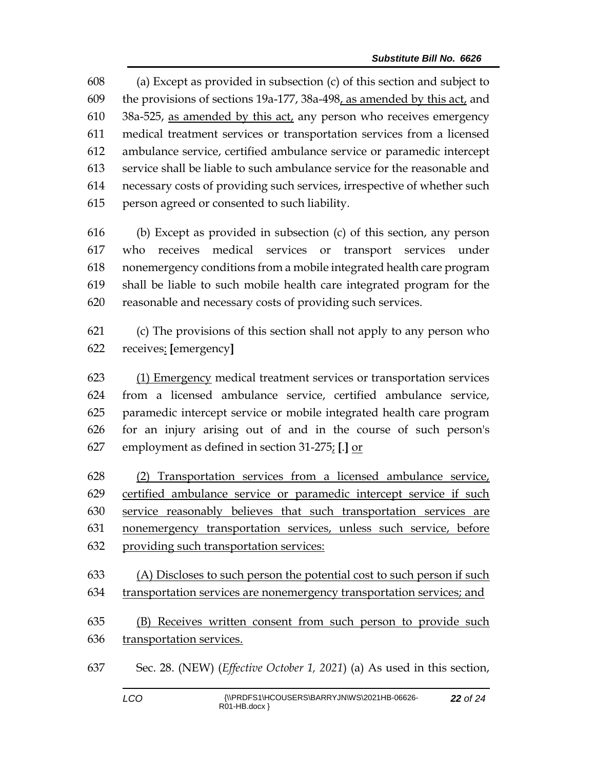(a) Except as provided in subsection (c) of this section and subject to the provisions of sections 19a-177, 38a-498, as amended by this act, and 38a-525, as amended by this act, any person who receives emergency medical treatment services or transportation services from a licensed ambulance service, certified ambulance service or paramedic intercept service shall be liable to such ambulance service for the reasonable and necessary costs of providing such services, irrespective of whether such person agreed or consented to such liability.

(b) Except as provided in subsection (c) of this section, any person who receives medical services or transport services under nonemergency conditions from a mobile integrated health care program shall be liable to such mobile health care integrated program for the reasonable and necessary costs of providing such services.

(c) The provisions of this section shall not apply to any person who receives: [emergency]

(1) Emergency medical treatment services or transportation services from a licensed ambulance service, certified ambulance service, paramedic intercept service or mobile integrated health care program for an injury arising out of and in the course of such person's employment as defined in section 31-275; [.] or

(2) Transportation services from a licensed ambulance service, certified ambulance service or paramedic intercept service if such service reasonably believes that such transportation services are nonemergency transportation services, unless such service, before providing such transportation services:

(A) Discloses to such person the potential cost to such person if such transportation services are nonemergency transportation services; and

(B) Receives written consent from such person to provide such transportation services.

Sec. 28. (NEW) (*Effective October 1, 2021*) (a) As used in this section,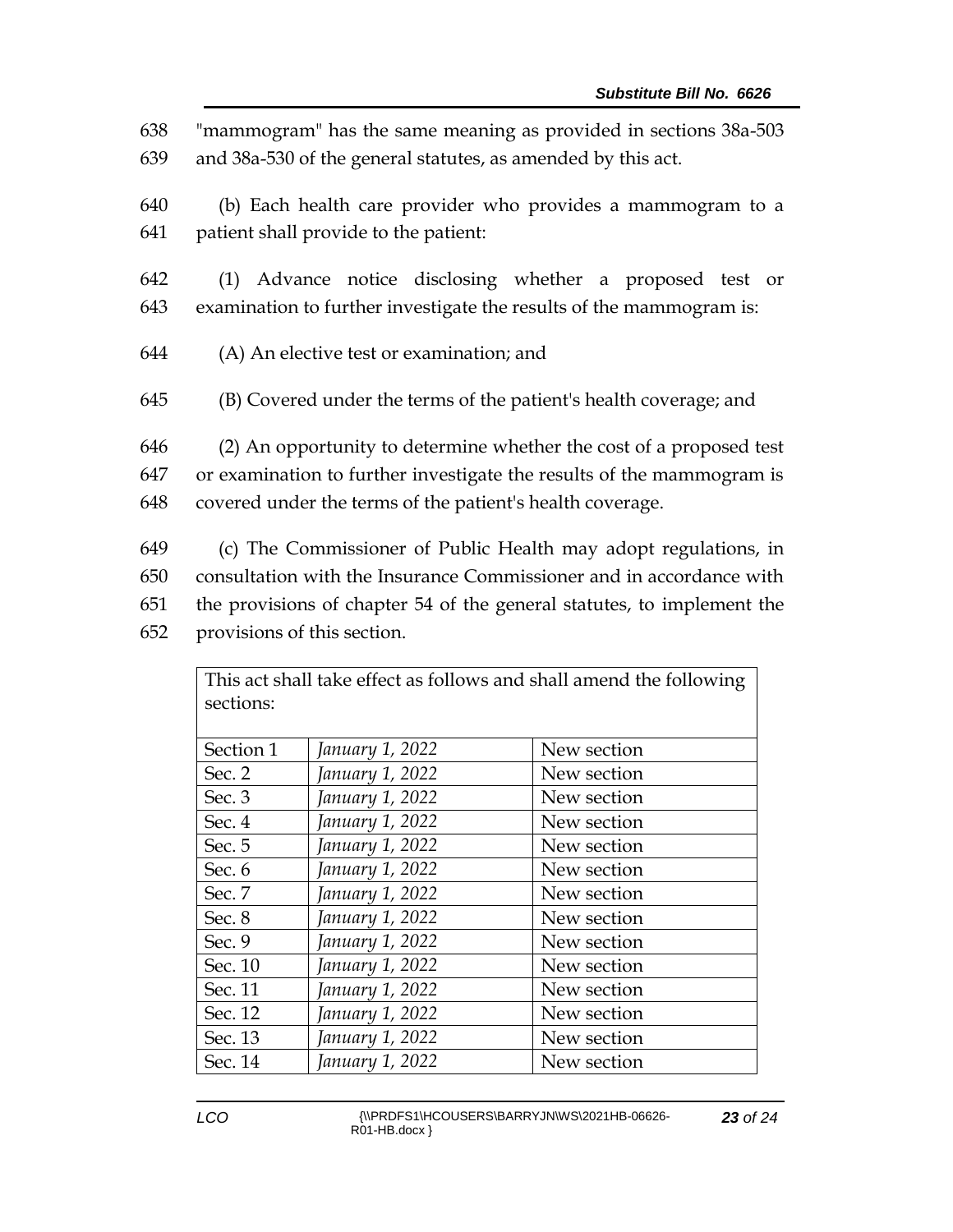"mammogram" has the same meaning as provided in sections 38a-503 and 38a-530 of the general statutes, as amended by this act.

(b) Each health care provider who provides a mammogram to a patient shall provide to the patient:

(1) Advance notice disclosing whether a proposed test or examination to further investigate the results of the mammogram is:

(A) An elective test or examination; and

(B) Covered under the terms of the patient's health coverage; and

(2) An opportunity to determine whether the cost of a proposed test or examination to further investigate the results of the mammogram is covered under the terms of the patient's health coverage.

(c) The Commissioner of Public Health may adopt regulations, in consultation with the Insurance Commissioner and in accordance with the provisions of chapter 54 of the general statutes, to implement the provisions of this section.

| This act shall take effect as follows and shall amend the following sections: | | |
|---|---|---|
| Section 1 | *January 1, 2022* | New section |
| Sec. 2 | *January 1, 2022* | New section |
| Sec. 3 | *January 1, 2022* | New section |
| Sec. 4 | *January 1, 2022* | New section |
| Sec. 5 | *January 1, 2022* | New section |
| Sec. 6 | *January 1, 2022* | New section |
| Sec. 7 | *January 1, 2022* | New section |
| Sec. 8 | *January 1, 2022* | New section |
| Sec. 9 | *January 1, 2022* | New section |
| Sec. 10 | *January 1, 2022* | New section |
| Sec. 11 | *January 1, 2022* | New section |
| Sec. 12 | *January 1, 2022* | New section |
| Sec. 13 | *January 1, 2022* | New section |
| Sec. 14 | *January 1, 2022* | New section |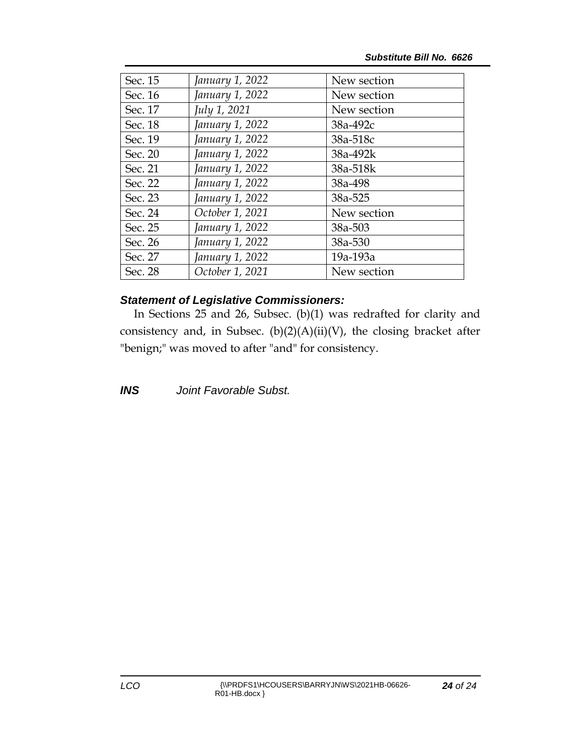| | | |
|---|---|---|
| Sec. 15 | *January 1, 2022* | New section |
| Sec. 16 | *January 1, 2022* | New section |
| Sec. 17 | *July 1, 2021* | New section |
| Sec. 18 | *January 1, 2022* | 38a-492c |
| Sec. 19 | *January 1, 2022* | 38a-518c |
| Sec. 20 | *January 1, 2022* | 38a-492k |
| Sec. 21 | *January 1, 2022* | 38a-518k |
| Sec. 22 | *January 1, 2022* | 38a-498 |
| Sec. 23 | *January 1, 2022* | 38a-525 |
| Sec. 24 | *October 1, 2021* | New section |
| Sec. 25 | *January 1, 2022* | 38a-503 |
| Sec. 26 | *January 1, 2022* | 38a-530 |
| Sec. 27 | *January 1, 2022* | 19a-193a |
| Sec. 28 | *October 1, 2021* | New section |

***Statement of Legislative Commissioners:***

In Sections 25 and 26, Subsec. (b)(1) was redrafted for clarity and consistency and, in Subsec. (b)(2)(A)(ii)(V), the closing bracket after "benign;" was moved to after "and" for consistency.

***INS*** *Joint Favorable Subst.*